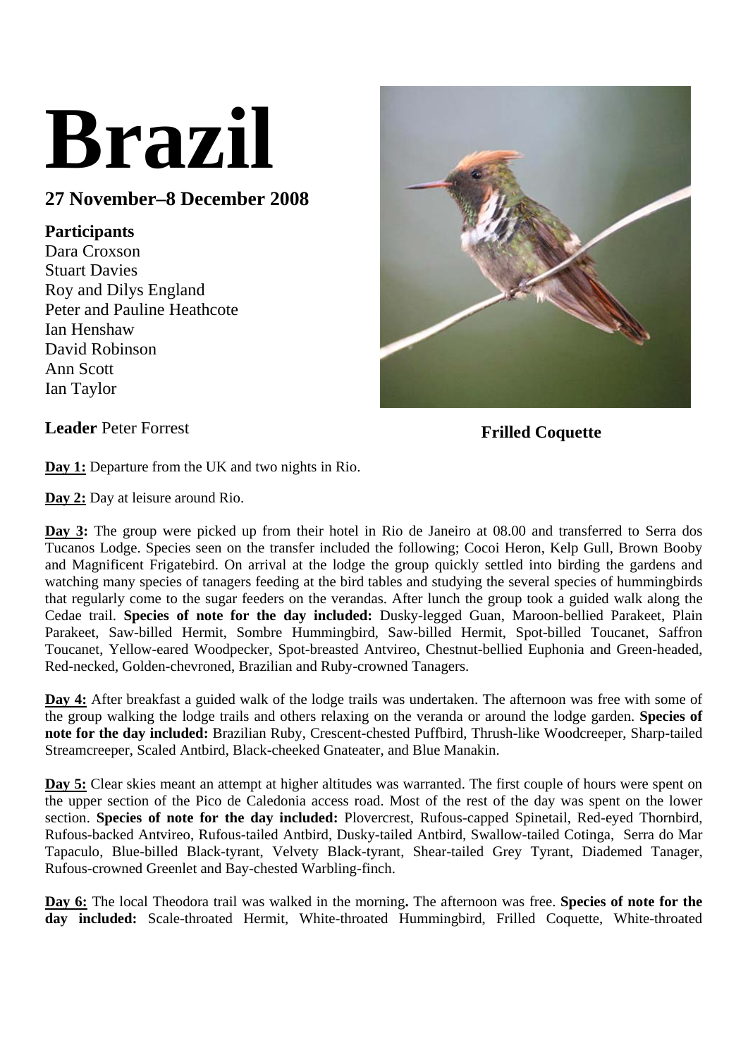# Brazil

## 27 November–8 December 2008

**Participants**
Dara Croxson
Stuart Davies
Roy and Dilys England
Peter and Pauline Heathcote
Ian Henshaw
David Robinson
Ann Scott
Ian Taylor

**Leader** Peter Forrest

**Frilled Coquette**

**Day 1:** Departure from the UK and two nights in Rio.

**Day 2:** Day at leisure around Rio.

**Day 3:** The group were picked up from their hotel in Rio de Janeiro at 08.00 and transferred to Serra dos Tucanos Lodge. Species seen on the transfer included the following; Cocoi Heron, Kelp Gull, Brown Booby and Magnificent Frigatebird. On arrival at the lodge the group quickly settled into birding the gardens and watching many species of tanagers feeding at the bird tables and studying the several species of hummingbirds that regularly come to the sugar feeders on the verandas. After lunch the group took a guided walk along the Cedae trail. **Species of note for the day included:** Dusky-legged Guan, Maroon-bellied Parakeet, Plain Parakeet, Saw-billed Hermit, Sombre Hummingbird, Saw-billed Hermit, Spot-billed Toucanet, Saffron Toucanet, Yellow-eared Woodpecker, Spot-breasted Antvireo, Chestnut-bellied Euphonia and Green-headed, Red-necked, Golden-chevroned, Brazilian and Ruby-crowned Tanagers.

**Day 4:** After breakfast a guided walk of the lodge trails was undertaken. The afternoon was free with some of the group walking the lodge trails and others relaxing on the veranda or around the lodge garden. **Species of note for the day included:** Brazilian Ruby, Crescent-chested Puffbird, Thrush-like Woodcreeper, Sharp-tailed Streamcreeper, Scaled Antbird, Black-cheeked Gnateater, and Blue Manakin.

**Day 5:** Clear skies meant an attempt at higher altitudes was warranted. The first couple of hours were spent on the upper section of the Pico de Caledonia access road. Most of the rest of the day was spent on the lower section. **Species of note for the day included:** Plovercrest, Rufous-capped Spinetail, Red-eyed Thornbird, Rufous-backed Antvireo, Rufous-tailed Antbird, Dusky-tailed Antbird, Swallow-tailed Cotinga, Serra do Mar Tapaculo, Blue-billed Black-tyrant, Velvety Black-tyrant, Shear-tailed Grey Tyrant, Diademed Tanager, Rufous-crowned Greenlet and Bay-chested Warbling-finch.

**Day 6:** The local Theodora trail was walked in the morning**.** The afternoon was free. **Species of note for the day included:** Scale-throated Hermit, White-throated Hummingbird, Frilled Coquette, White-throated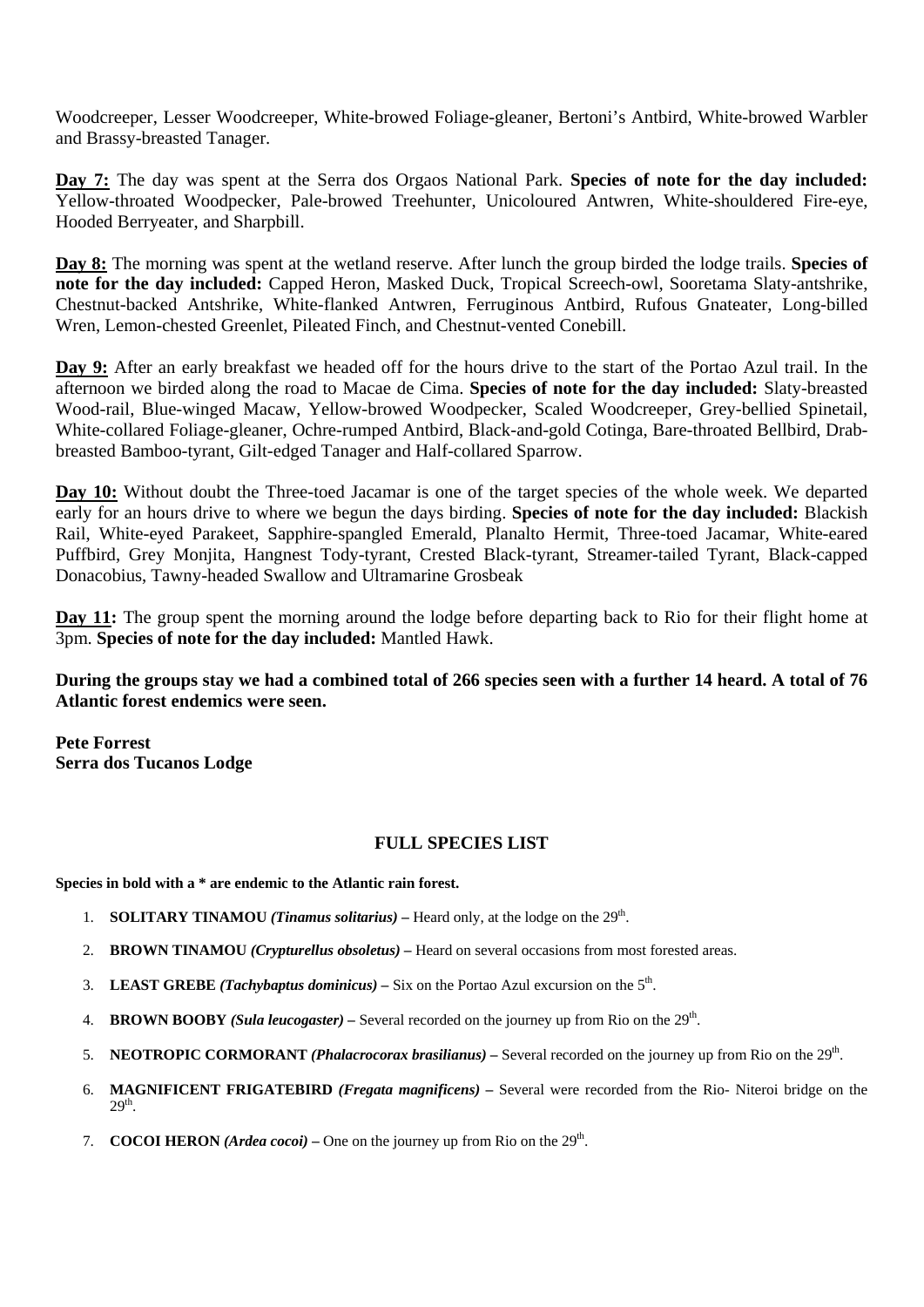Woodcreeper, Lesser Woodcreeper, White-browed Foliage-gleaner, Bertoni's Antbird, White-browed Warbler and Brassy-breasted Tanager.

**Day 7:** The day was spent at the Serra dos Orgaos National Park. **Species of note for the day included:** Yellow-throated Woodpecker, Pale-browed Treehunter, Unicoloured Antwren, White-shouldered Fire-eye, Hooded Berryeater, and Sharpbill.

**Day 8:** The morning was spent at the wetland reserve. After lunch the group birded the lodge trails. **Species of note for the day included:** Capped Heron, Masked Duck, Tropical Screech-owl, Sooretama Slaty-antshrike, Chestnut-backed Antshrike, White-flanked Antwren, Ferruginous Antbird, Rufous Gnateater, Long-billed Wren, Lemon-chested Greenlet, Pileated Finch, and Chestnut-vented Conebill.

**Day 9:** After an early breakfast we headed off for the hours drive to the start of the Portao Azul trail. In the afternoon we birded along the road to Macae de Cima. **Species of note for the day included:** Slaty-breasted Wood-rail, Blue-winged Macaw, Yellow-browed Woodpecker, Scaled Woodcreeper, Grey-bellied Spinetail, White-collared Foliage-gleaner, Ochre-rumped Antbird, Black-and-gold Cotinga, Bare-throated Bellbird, Drab-breasted Bamboo-tyrant, Gilt-edged Tanager and Half-collared Sparrow.

**Day 10:** Without doubt the Three-toed Jacamar is one of the target species of the whole week. We departed early for an hours drive to where we begun the days birding. **Species of note for the day included:** Blackish Rail, White-eyed Parakeet, Sapphire-spangled Emerald, Planalto Hermit, Three-toed Jacamar, White-eared Puffbird, Grey Monjita, Hangnest Tody-tyrant, Crested Black-tyrant, Streamer-tailed Tyrant, Black-capped Donacobius, Tawny-headed Swallow and Ultramarine Grosbeak

**Day 11:** The group spent the morning around the lodge before departing back to Rio for their flight home at 3pm. **Species of note for the day included:** Mantled Hawk.

**During the groups stay we had a combined total of 266 species seen with a further 14 heard. A total of 76 Atlantic forest endemics were seen.**

**Pete Forrest**
**Serra dos Tucanos Lodge**

## FULL SPECIES LIST

**Species in bold with a * are endemic to the Atlantic rain forest.**

1. **SOLITARY TINAMOU *(Tinamus solitarius)* –** Heard only, at the lodge on the 29th.
2. **BROWN TINAMOU *(Crypturellus obsoletus)* –** Heard on several occasions from most forested areas.
3. **LEAST GREBE *(Tachybaptus dominicus)* –** Six on the Portao Azul excursion on the 5th.
4. **BROWN BOOBY *(Sula leucogaster)* –** Several recorded on the journey up from Rio on the 29th.
5. **NEOTROPIC CORMORANT *(Phalacrocorax brasilianus)* –** Several recorded on the journey up from Rio on the 29th.
6. **MAGNIFICENT FRIGATEBIRD *(Fregata magnificens)* –** Several were recorded from the Rio- Niteroi bridge on the 29th.
7. **COCOI HERON *(Ardea cocoi)* –** One on the journey up from Rio on the 29th.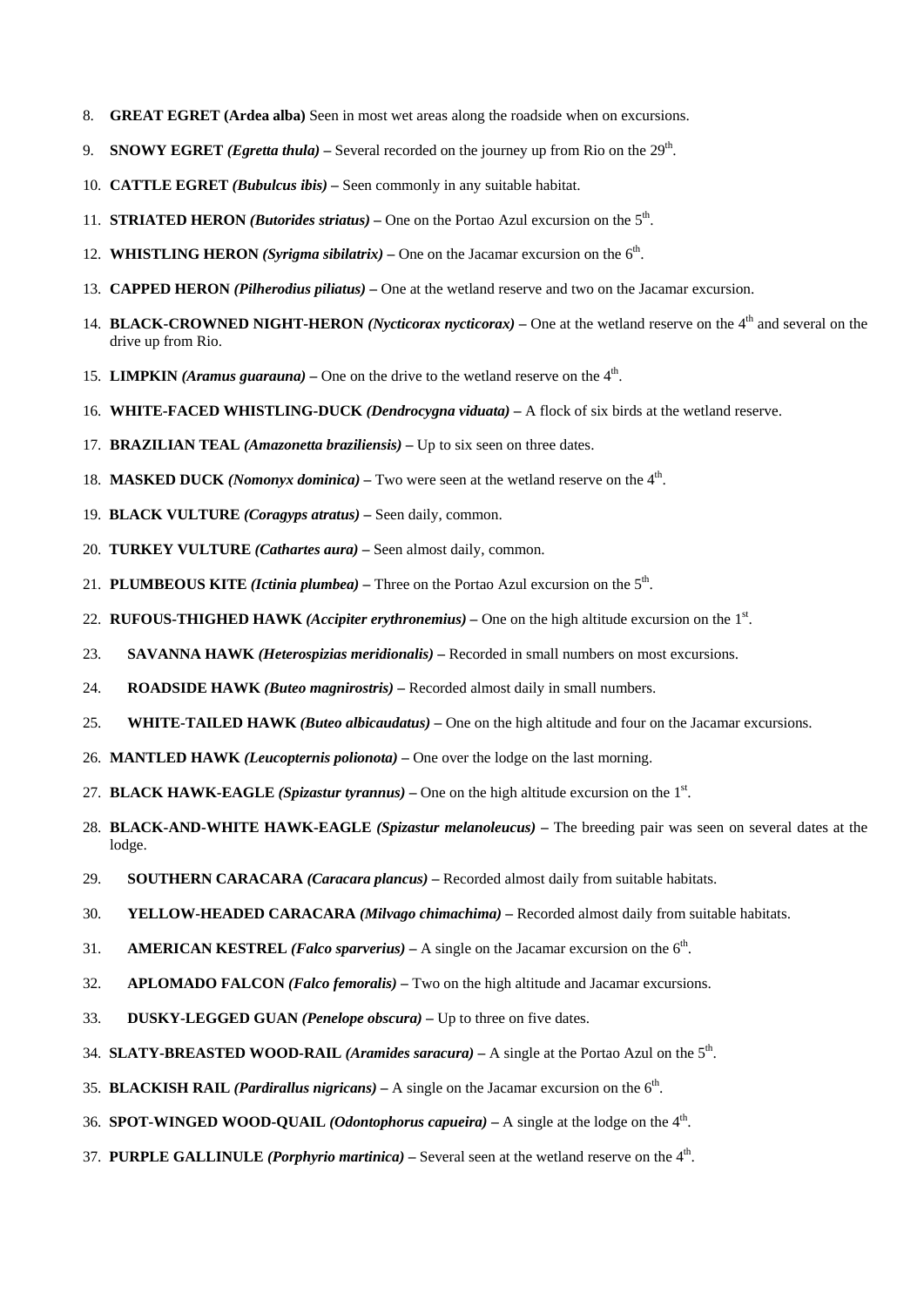8. **GREAT EGRET (Ardea alba)** Seen in most wet areas along the roadside when on excursions.

9. **SNOWY EGRET *(Egretta thula)* –** Several recorded on the journey up from Rio on the 29th.

10. **CATTLE EGRET *(Bubulcus ibis)* –** Seen commonly in any suitable habitat.

11. **STRIATED HERON *(Butorides striatus)* –** One on the Portao Azul excursion on the 5th.

12. **WHISTLING HERON *(Syrigma sibilatrix)* –** One on the Jacamar excursion on the 6th.

13. **CAPPED HERON *(Pilherodius piliatus)* –** One at the wetland reserve and two on the Jacamar excursion.

14. **BLACK-CROWNED NIGHT-HERON *(Nycticorax nycticorax)* –** One at the wetland reserve on the 4th and several on the drive up from Rio.

15. **LIMPKIN *(Aramus guarauna)* –** One on the drive to the wetland reserve on the 4th.

16. **WHITE-FACED WHISTLING-DUCK *(Dendrocygna viduata)* –** A flock of six birds at the wetland reserve.

17. **BRAZILIAN TEAL *(Amazonetta braziliensis)* –** Up to six seen on three dates.

18. **MASKED DUCK *(Nomonyx dominica)* –** Two were seen at the wetland reserve on the 4th.

19. **BLACK VULTURE *(Coragyps atratus)* –** Seen daily, common.

20. **TURKEY VULTURE *(Cathartes aura)* –** Seen almost daily, common.

21. **PLUMBEOUS KITE *(Ictinia plumbea)* –** Three on the Portao Azul excursion on the 5th.

22. **RUFOUS-THIGHED HAWK *(Accipiter erythronemius)* –** One on the high altitude excursion on the 1st.

23. **SAVANNA HAWK *(Heterospizias meridionalis)* –** Recorded in small numbers on most excursions.

24. **ROADSIDE HAWK *(Buteo magnirostris)* –** Recorded almost daily in small numbers.

25. **WHITE-TAILED HAWK *(Buteo albicaudatus)* –** One on the high altitude and four on the Jacamar excursions.

26. **MANTLED HAWK *(Leucopternis polionota)* –** One over the lodge on the last morning.

27. **BLACK HAWK-EAGLE *(Spizastur tyrannus)* –** One on the high altitude excursion on the 1st.

28. **BLACK-AND-WHITE HAWK-EAGLE *(Spizastur melanoleucus)* –** The breeding pair was seen on several dates at the lodge.

29. **SOUTHERN CARACARA *(Caracara plancus)* –** Recorded almost daily from suitable habitats.

30. **YELLOW-HEADED CARACARA *(Milvago chimachima)* –** Recorded almost daily from suitable habitats.

31. **AMERICAN KESTREL *(Falco sparverius)* –** A single on the Jacamar excursion on the 6th.

32. **APLOMADO FALCON *(Falco femoralis)* –** Two on the high altitude and Jacamar excursions.

33. **DUSKY-LEGGED GUAN *(Penelope obscura)* –** Up to three on five dates.

34. **SLATY-BREASTED WOOD-RAIL *(Aramides saracura)* –** A single at the Portao Azul on the 5th.

35. **BLACKISH RAIL *(Pardirallus nigricans)* –** A single on the Jacamar excursion on the 6th.

36. **SPOT-WINGED WOOD-QUAIL *(Odontophorus capueira)* –** A single at the lodge on the 4th.

37. **PURPLE GALLINULE *(Porphyrio martinica)* –** Several seen at the wetland reserve on the 4th.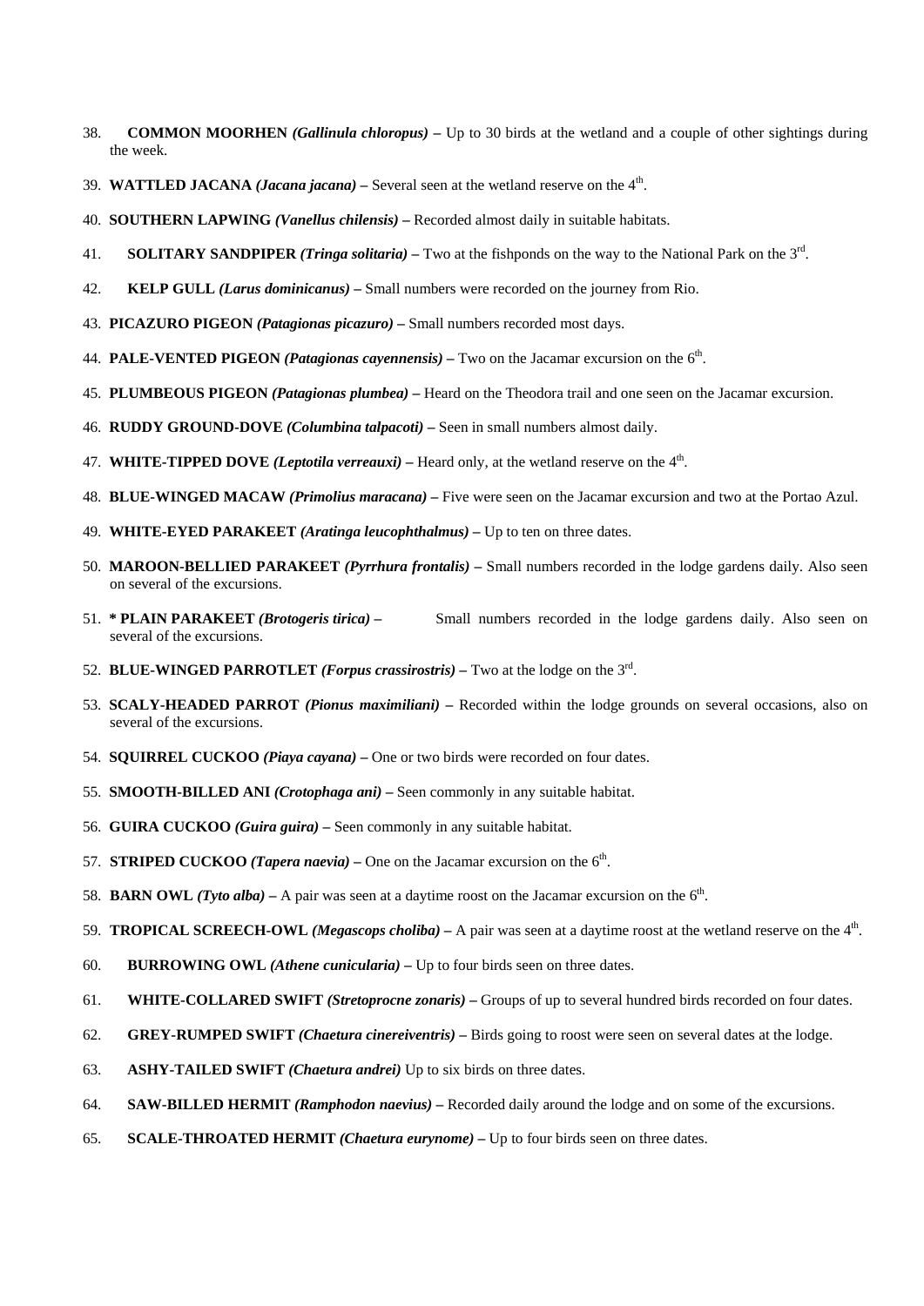38. **COMMON MOORHEN *(Gallinula chloropus)* –** Up to 30 birds at the wetland and a couple of other sightings during the week.

39. **WATTLED JACANA *(Jacana jacana)* –** Several seen at the wetland reserve on the 4th.

40. **SOUTHERN LAPWING *(Vanellus chilensis)* –** Recorded almost daily in suitable habitats.

41. **SOLITARY SANDPIPER *(Tringa solitaria)* –** Two at the fishponds on the way to the National Park on the 3rd.

42. **KELP GULL *(Larus dominicanus)* –** Small numbers were recorded on the journey from Rio.

43. **PICAZURO PIGEON *(Patagionas picazuro)* –** Small numbers recorded most days.

44. **PALE-VENTED PIGEON *(Patagionas cayennensis)* –** Two on the Jacamar excursion on the 6th.

45. **PLUMBEOUS PIGEON *(Patagionas plumbea)* –** Heard on the Theodora trail and one seen on the Jacamar excursion.

46. **RUDDY GROUND-DOVE *(Columbina talpacoti)* –** Seen in small numbers almost daily.

47. **WHITE-TIPPED DOVE *(Leptotila verreauxi)* –** Heard only, at the wetland reserve on the 4th.

48. **BLUE-WINGED MACAW *(Primolius maracana)* –** Five were seen on the Jacamar excursion and two at the Portao Azul.

49. **WHITE-EYED PARAKEET *(Aratinga leucophthalmus)* –** Up to ten on three dates.

50. **MAROON-BELLIED PARAKEET *(Pyrrhura frontalis)* –** Small numbers recorded in the lodge gardens daily. Also seen on several of the excursions.

51. *** PLAIN PARAKEET *(Brotogeris tirica)* –** Small numbers recorded in the lodge gardens daily. Also seen on several of the excursions.

52. **BLUE-WINGED PARROTLET *(Forpus crassirostris)* –** Two at the lodge on the 3rd.

53. **SCALY-HEADED PARROT *(Pionus maximiliani)* –** Recorded within the lodge grounds on several occasions, also on several of the excursions.

54. **SQUIRREL CUCKOO *(Piaya cayana)* –** One or two birds were recorded on four dates.

55. **SMOOTH-BILLED ANI *(Crotophaga ani)* –** Seen commonly in any suitable habitat.

56. **GUIRA CUCKOO *(Guira guira)* –** Seen commonly in any suitable habitat.

57. **STRIPED CUCKOO *(Tapera naevia)* –** One on the Jacamar excursion on the 6th.

58. **BARN OWL *(Tyto alba)* –** A pair was seen at a daytime roost on the Jacamar excursion on the 6th.

59. **TROPICAL SCREECH-OWL *(Megascops choliba)* –** A pair was seen at a daytime roost at the wetland reserve on the 4th.

60. **BURROWING OWL *(Athene cunicularia)* –** Up to four birds seen on three dates.

61. **WHITE-COLLARED SWIFT *(Stretoprocne zonaris)* –** Groups of up to several hundred birds recorded on four dates.

62. **GREY-RUMPED SWIFT *(Chaetura cinereiventris)* –** Birds going to roost were seen on several dates at the lodge.

63. **ASHY-TAILED SWIFT *(Chaetura andrei)*** Up to six birds on three dates.

64. **SAW-BILLED HERMIT *(Ramphodon naevius)* –** Recorded daily around the lodge and on some of the excursions.

65. **SCALE-THROATED HERMIT *(Chaetura eurynome)* –** Up to four birds seen on three dates.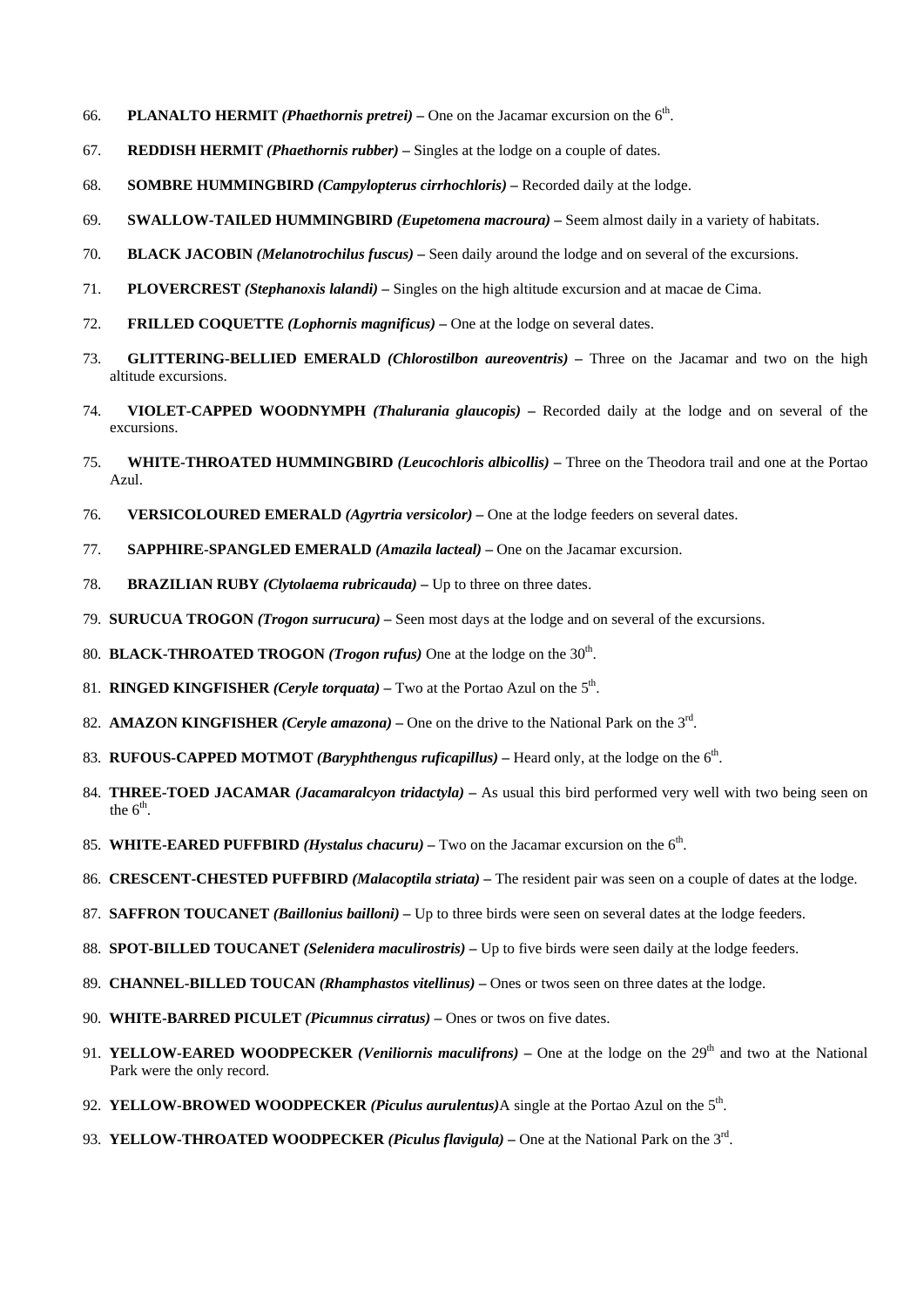66. **PLANALTO HERMIT** ***(Phaethornis pretrei)*** **–** One on the Jacamar excursion on the 6th.

67. **REDDISH HERMIT** ***(Phaethornis rubber)*** **–** Singles at the lodge on a couple of dates.

68. **SOMBRE HUMMINGBIRD** ***(Campylopterus cirrhochloris)*** **–** Recorded daily at the lodge.

69. **SWALLOW-TAILED HUMMINGBIRD** ***(Eupetomena macroura)*** **–** Seem almost daily in a variety of habitats.

70. **BLACK JACOBIN** ***(Melanotrochilus fuscus)*** **–** Seen daily around the lodge and on several of the excursions.

71. **PLOVERCREST** ***(Stephanoxis lalandi)*** **–** Singles on the high altitude excursion and at macae de Cima.

72. **FRILLED COQUETTE** ***(Lophornis magnificus)*** **–** One at the lodge on several dates.

73. **GLITTERING-BELLIED EMERALD** ***(Chlorostilbon aureoventris)*** **–** Three on the Jacamar and two on the high altitude excursions.

74. **VIOLET-CAPPED WOODNYMPH** ***(Thalurania glaucopis)*** **–** Recorded daily at the lodge and on several of the excursions.

75. **WHITE-THROATED HUMMINGBIRD** ***(Leucochloris albicollis)*** **–** Three on the Theodora trail and one at the Portao Azul.

76. **VERSICOLOURED EMERALD** ***(Agyrtria versicolor)*** **–** One at the lodge feeders on several dates.

77. **SAPPHIRE-SPANGLED EMERALD** ***(Amazila lacteal)*** **–** One on the Jacamar excursion.

78. **BRAZILIAN RUBY** ***(Clytolaema rubricauda)*** **–** Up to three on three dates.

79. **SURUCUA TROGON** ***(Trogon surrucura)*** **–** Seen most days at the lodge and on several of the excursions.

80. **BLACK-THROATED TROGON** ***(Trogon rufus)*** One at the lodge on the 30th.

81. **RINGED KINGFISHER** ***(Ceryle torquata)*** **–** Two at the Portao Azul on the 5th.

82. **AMAZON KINGFISHER** ***(Ceryle amazona)*** **–** One on the drive to the National Park on the 3rd.

83. **RUFOUS-CAPPED MOTMOT** ***(Baryphthengus ruficapillus)*** **–** Heard only, at the lodge on the 6th.

84. **THREE-TOED JACAMAR** ***(Jacamaralcyon tridactyla)*** **–** As usual this bird performed very well with two being seen on the 6th.

85. **WHITE-EARED PUFFBIRD** ***(Hystalus chacuru)*** **–** Two on the Jacamar excursion on the 6th.

86. **CRESCENT-CHESTED PUFFBIRD** ***(Malacoptila striata)*** **–** The resident pair was seen on a couple of dates at the lodge.

87. **SAFFRON TOUCANET** ***(Baillonius bailloni)*** **–** Up to three birds were seen on several dates at the lodge feeders.

88. **SPOT-BILLED TOUCANET** ***(Selenidera maculirostris)*** **–** Up to five birds were seen daily at the lodge feeders.

89. **CHANNEL-BILLED TOUCAN** ***(Rhamphastos vitellinus)*** **–** Ones or twos seen on three dates at the lodge.

90. **WHITE-BARRED PICULET** ***(Picumnus cirratus)*** **–** Ones or twos on five dates.

91. **YELLOW-EARED WOODPECKER** ***(Veniliornis maculifrons)*** **–** One at the lodge on the 29th and two at the National Park were the only record.

92. **YELLOW-BROWED WOODPECKER** ***(Piculus aurulentus)***A single at the Portao Azul on the 5th.

93. **YELLOW-THROATED WOODPECKER** ***(Piculus flavigula)*** **–** One at the National Park on the 3rd.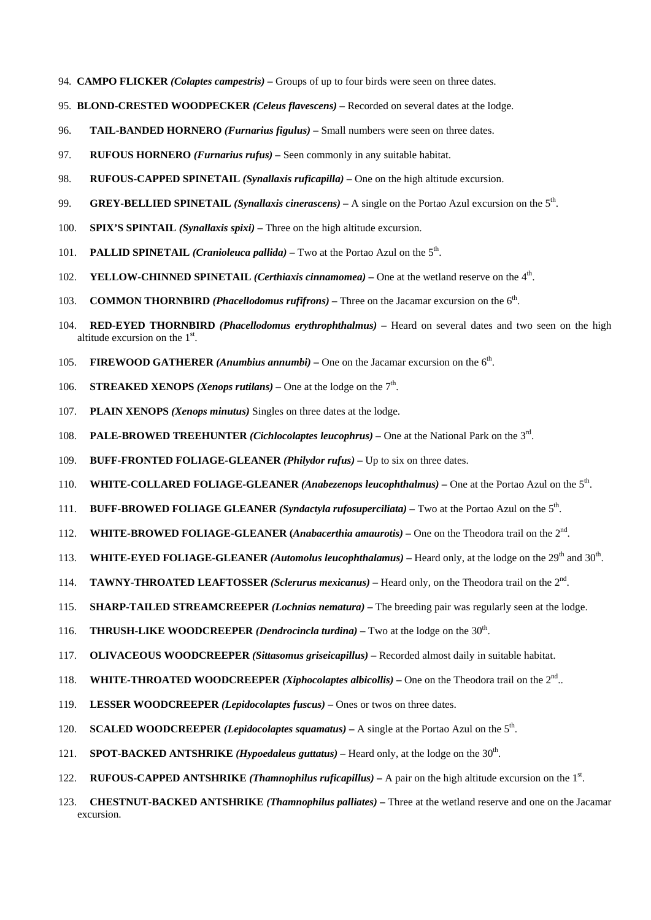94. **CAMPO FLICKER *(Colaptes campestris)* –** Groups of up to four birds were seen on three dates.

95. **BLOND-CRESTED WOODPECKER *(Celeus flavescens)* –** Recorded on several dates at the lodge.

96. **TAIL-BANDED HORNERO *(Furnarius figulus)* –** Small numbers were seen on three dates.

97. **RUFOUS HORNERO *(Furnarius rufus)* –** Seen commonly in any suitable habitat.

98. **RUFOUS-CAPPED SPINETAIL *(Synallaxis ruficapilla)* –** One on the high altitude excursion.

99. **GREY-BELLIED SPINETAIL *(Synallaxis cinerascens)* –** A single on the Portao Azul excursion on the 5th.

100. **SPIX'S SPINTAIL *(Synallaxis spixi)* –** Three on the high altitude excursion.

101. **PALLID SPINETAIL *(Cranioleuca pallida)* –** Two at the Portao Azul on the 5th.

102. **YELLOW-CHINNED SPINETAIL *(Certhiaxis cinnamomea)* –** One at the wetland reserve on the 4th.

103. **COMMON THORNBIRD *(Phacellodomus rufifrons)* –** Three on the Jacamar excursion on the 6th.

104. **RED-EYED THORNBIRD *(Phacellodomus erythrophthalmus)* –** Heard on several dates and two seen on the high altitude excursion on the 1st.

105. **FIREWOOD GATHERER *(Anumbius annumbi)* –** One on the Jacamar excursion on the 6th.

106. **STREAKED XENOPS *(Xenops rutilans)* –** One at the lodge on the 7th.

107. **PLAIN XENOPS *(Xenops minutus)*** Singles on three dates at the lodge.

108. **PALE-BROWED TREEHUNTER *(Cichlocolaptes leucophrus)* –** One at the National Park on the 3rd.

109. **BUFF-FRONTED FOLIAGE-GLEANER *(Philydor rufus)* –** Up to six on three dates.

110. **WHITE-COLLARED FOLIAGE-GLEANER *(Anabezenops leucophthalmus)* –** One at the Portao Azul on the 5th.

111. **BUFF-BROWED FOLIAGE GLEANER *(Syndactyla rufosuperciliata)* –** Two at the Portao Azul on the 5th.

112. **WHITE-BROWED FOLIAGE-GLEANER (*Anabacerthia amaurotis)* –** One on the Theodora trail on the 2nd.

113. **WHITE-EYED FOLIAGE-GLEANER *(Automolus leucophthalamus)* –** Heard only, at the lodge on the 29th and 30th.

114. **TAWNY-THROATED LEAFTOSSER *(Sclerurus mexicanus)* –** Heard only, on the Theodora trail on the 2nd.

115. **SHARP-TAILED STREAMCREEPER *(Lochnias nematura)* –** The breeding pair was regularly seen at the lodge.

116. **THRUSH-LIKE WOODCREEPER *(Dendrocincla turdina)* –** Two at the lodge on the 30th.

117. **OLIVACEOUS WOODCREEPER *(Sittasomus griseicapillus)* –** Recorded almost daily in suitable habitat.

118. **WHITE-THROATED WOODCREEPER *(Xiphocolaptes albicollis)* –** One on the Theodora trail on the 2nd..

119. **LESSER WOODCREEPER *(Lepidocolaptes fuscus)* –** Ones or twos on three dates.

120. **SCALED WOODCREEPER *(Lepidocolaptes squamatus)* –** A single at the Portao Azul on the 5th.

121. **SPOT-BACKED ANTSHRIKE *(Hypoedaleus guttatus)* –** Heard only, at the lodge on the 30th.

122. **RUFOUS-CAPPED ANTSHRIKE *(Thamnophilus ruficapillus)* –** A pair on the high altitude excursion on the 1st.

123. **CHESTNUT-BACKED ANTSHRIKE *(Thamnophilus palliates)* –** Three at the wetland reserve and one on the Jacamar excursion.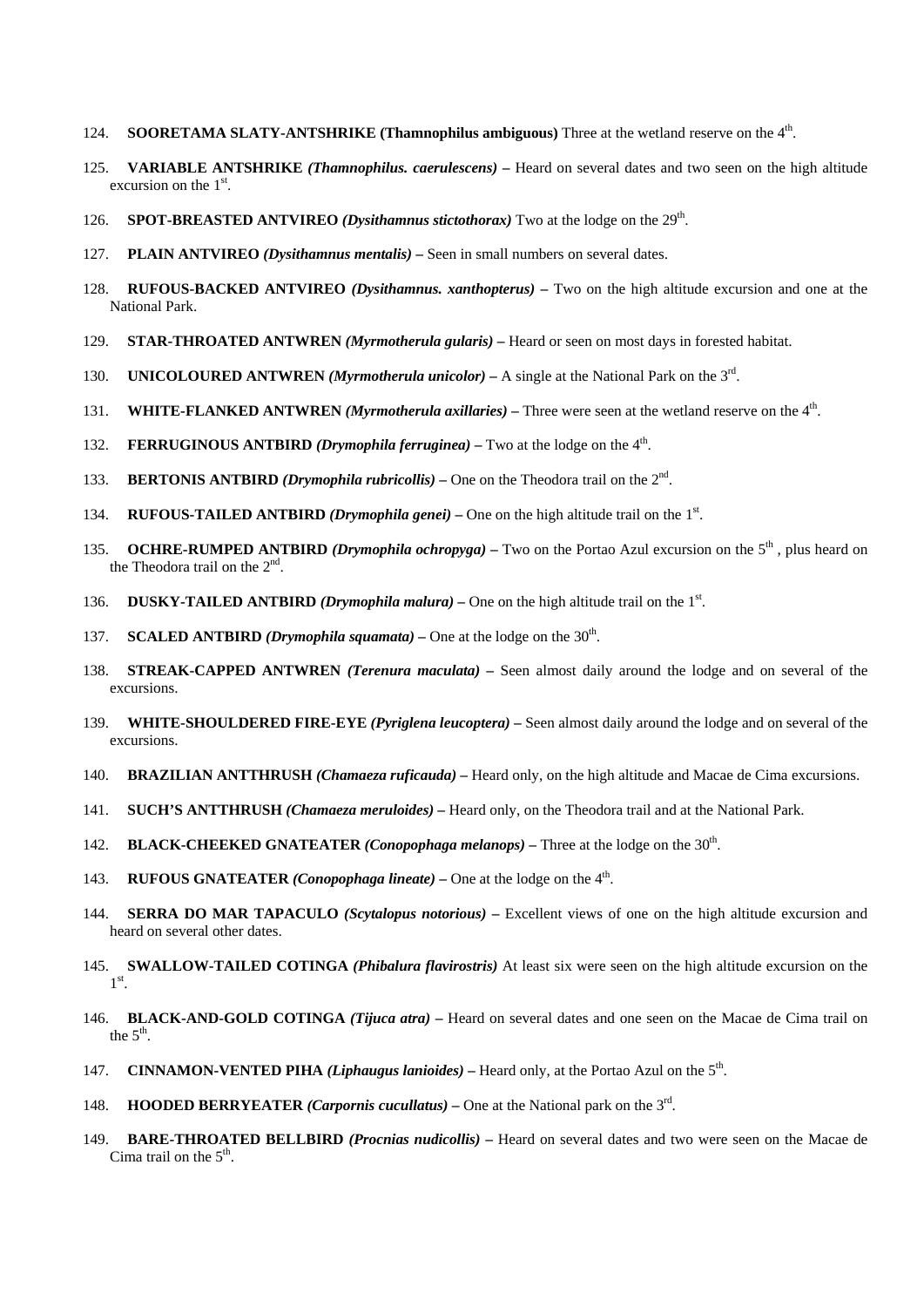124. **SOORETAMA SLATY-ANTSHRIKE (Thamnophilus ambiguous)** Three at the wetland reserve on the 4th.

125. **VARIABLE ANTSHRIKE** ***(Thamnophilus. caerulescens)*** **–** Heard on several dates and two seen on the high altitude excursion on the 1st.

126. **SPOT-BREASTED ANTVIREO** ***(Dysithamnus stictothorax)*** Two at the lodge on the 29th.

127. **PLAIN ANTVIREO** ***(Dysithamnus mentalis)*** **–** Seen in small numbers on several dates.

128. **RUFOUS-BACKED ANTVIREO** ***(Dysithamnus. xanthopterus)*** **–** Two on the high altitude excursion and one at the National Park.

129. **STAR-THROATED ANTWREN** ***(Myrmotherula gularis)*** **–** Heard or seen on most days in forested habitat.

130. **UNICOLOURED ANTWREN** ***(Myrmotherula unicolor)*** **–** A single at the National Park on the 3rd.

131. **WHITE-FLANKED ANTWREN** ***(Myrmotherula axillaries)*** **–** Three were seen at the wetland reserve on the 4th.

132. **FERRUGINOUS ANTBIRD** ***(Drymophila ferruginea)*** **–** Two at the lodge on the 4th.

133. **BERTONIS ANTBIRD** ***(Drymophila rubricollis)*** **–** One on the Theodora trail on the 2nd.

134. **RUFOUS-TAILED ANTBIRD** ***(Drymophila genei)*** **–** One on the high altitude trail on the 1st.

135. **OCHRE-RUMPED ANTBIRD** ***(Drymophila ochropyga)*** **–** Two on the Portao Azul excursion on the 5th , plus heard on the Theodora trail on the 2nd.

136. **DUSKY-TAILED ANTBIRD** ***(Drymophila malura)*** **–** One on the high altitude trail on the 1st.

137. **SCALED ANTBIRD** ***(Drymophila squamata)*** **–** One at the lodge on the 30th.

138. **STREAK-CAPPED ANTWREN** ***(Terenura maculata)*** **–** Seen almost daily around the lodge and on several of the excursions.

139. **WHITE-SHOULDERED FIRE-EYE** ***(Pyriglena leucoptera)*** **–** Seen almost daily around the lodge and on several of the excursions.

140. **BRAZILIAN ANTTHRUSH** ***(Chamaeza ruficauda)*** **–** Heard only, on the high altitude and Macae de Cima excursions.

141. **SUCH'S ANTTHRUSH** ***(Chamaeza meruloides)*** **–** Heard only, on the Theodora trail and at the National Park.

142. **BLACK-CHEEKED GNATEATER** ***(Conopophaga melanops)*** **–** Three at the lodge on the 30th.

143. **RUFOUS GNATEATER** ***(Conopophaga lineate)*** **–** One at the lodge on the 4th.

144. **SERRA DO MAR TAPACULO** ***(Scytalopus notorious)*** **–** Excellent views of one on the high altitude excursion and heard on several other dates.

145. **SWALLOW-TAILED COTINGA** ***(Phibalura flavirostris)*** At least six were seen on the high altitude excursion on the 1st.

146. **BLACK-AND-GOLD COTINGA** ***(Tijuca atra)*** **–** Heard on several dates and one seen on the Macae de Cima trail on the 5th.

147. **CINNAMON-VENTED PIHA** ***(Liphaugus lanioides)*** **–** Heard only, at the Portao Azul on the 5th.

148. **HOODED BERRYEATER** ***(Carpornis cucullatus)*** **–** One at the National park on the 3rd.

149. **BARE-THROATED BELLBIRD** ***(Procnias nudicollis)*** **–** Heard on several dates and two were seen on the Macae de Cima trail on the 5th.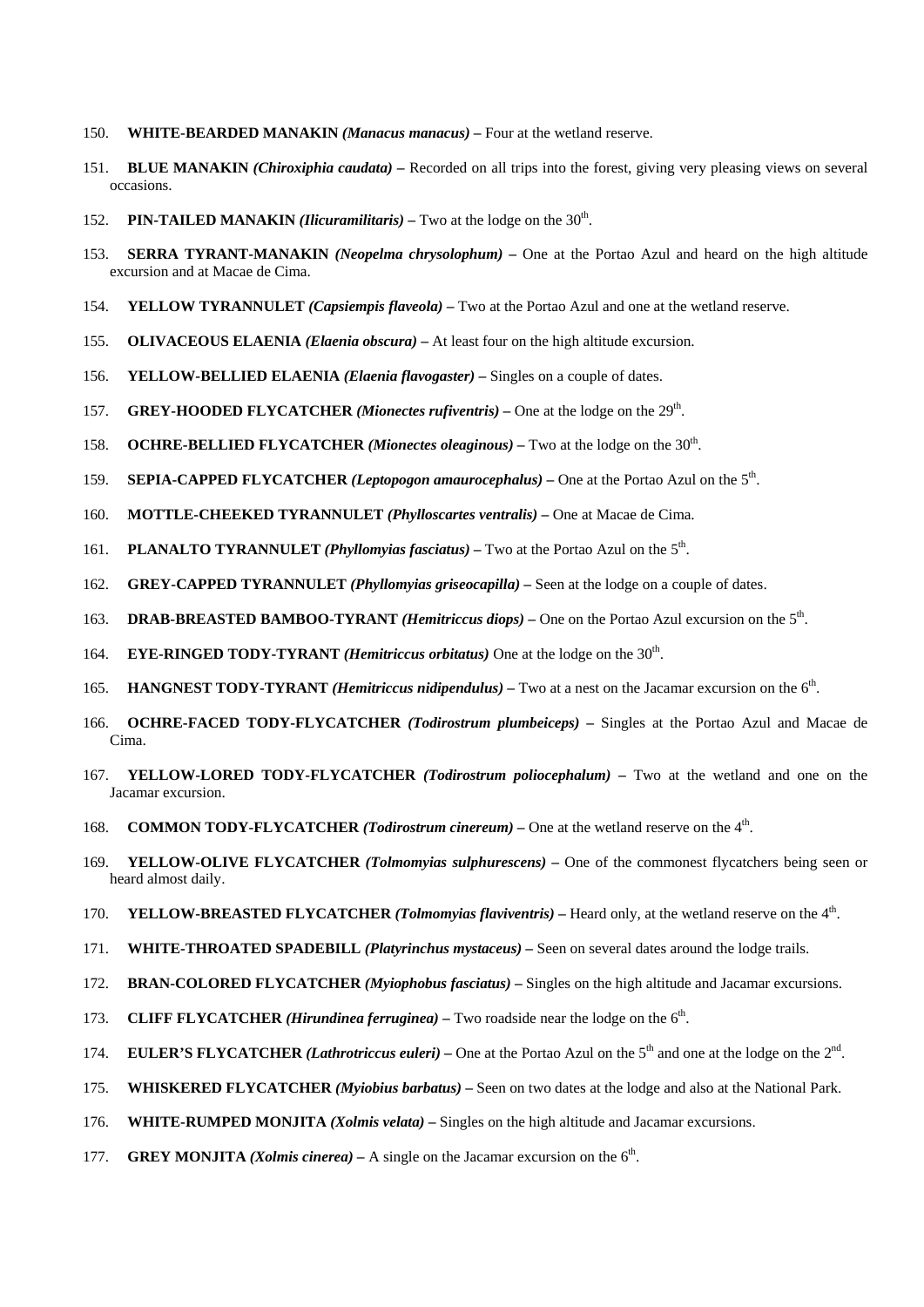150. **WHITE-BEARDED MANAKIN** ***(Manacus manacus)*** **–** Four at the wetland reserve.

151. **BLUE MANAKIN** ***(Chiroxiphia caudata)*** **–** Recorded on all trips into the forest, giving very pleasing views on several occasions.

152. **PIN-TAILED MANAKIN** ***(Ilicuramilitaris)*** **–** Two at the lodge on the 30th.

153. **SERRA TYRANT-MANAKIN** ***(Neopelma chrysolophum)*** **–** One at the Portao Azul and heard on the high altitude excursion and at Macae de Cima.

154. **YELLOW TYRANNULET** ***(Capsiempis flaveola)*** **–** Two at the Portao Azul and one at the wetland reserve.

155. **OLIVACEOUS ELAENIA** ***(Elaenia obscura)*** **–** At least four on the high altitude excursion.

156. **YELLOW-BELLIED ELAENIA** ***(Elaenia flavogaster)*** **–** Singles on a couple of dates.

157. **GREY-HOODED FLYCATCHER** ***(Mionectes rufiventris)*** **–** One at the lodge on the 29th.

158. **OCHRE-BELLIED FLYCATCHER** ***(Mionectes oleaginous)*** **–** Two at the lodge on the 30th.

159. **SEPIA-CAPPED FLYCATCHER** ***(Leptopogon amaurocephalus)*** **–** One at the Portao Azul on the 5th.

160. **MOTTLE-CHEEKED TYRANNULET** ***(Phylloscartes ventralis)*** **–** One at Macae de Cima.

161. **PLANALTO TYRANNULET** ***(Phyllomyias fasciatus)*** **–** Two at the Portao Azul on the 5th.

162. **GREY-CAPPED TYRANNULET** ***(Phyllomyias griseocapilla)*** **–** Seen at the lodge on a couple of dates.

163. **DRAB-BREASTED BAMBOO-TYRANT** ***(Hemitriccus diops)*** **–** One on the Portao Azul excursion on the 5th.

164. **EYE-RINGED TODY-TYRANT** ***(Hemitriccus orbitatus)*** One at the lodge on the 30th.

165. **HANGNEST TODY-TYRANT** ***(Hemitriccus nidipendulus)*** **–** Two at a nest on the Jacamar excursion on the 6th.

166. **OCHRE-FACED TODY-FLYCATCHER** ***(Todirostrum plumbeiceps)*** **–** Singles at the Portao Azul and Macae de Cima.

167. **YELLOW-LORED TODY-FLYCATCHER** ***(Todirostrum poliocephalum)*** **–** Two at the wetland and one on the Jacamar excursion.

168. **COMMON TODY-FLYCATCHER** ***(Todirostrum cinereum)*** **–** One at the wetland reserve on the 4th.

169. **YELLOW-OLIVE FLYCATCHER** ***(Tolmomyias sulphurescens)*** **–** One of the commonest flycatchers being seen or heard almost daily.

170. **YELLOW-BREASTED FLYCATCHER** ***(Tolmomyias flaviventris)*** **–** Heard only, at the wetland reserve on the 4th.

171. **WHITE-THROATED SPADEBILL** ***(Platyrinchus mystaceus)*** **–** Seen on several dates around the lodge trails.

172. **BRAN-COLORED FLYCATCHER** ***(Myiophobus fasciatus)*** **–** Singles on the high altitude and Jacamar excursions.

173. **CLIFF FLYCATCHER** ***(Hirundinea ferruginea)*** **–** Two roadside near the lodge on the 6th.

174. **EULER'S FLYCATCHER** ***(Lathrotriccus euleri)*** **–** One at the Portao Azul on the 5th and one at the lodge on the 2nd.

175. **WHISKERED FLYCATCHER** ***(Myiobius barbatus)*** **–** Seen on two dates at the lodge and also at the National Park.

176. **WHITE-RUMPED MONJITA** ***(Xolmis velata)*** **–** Singles on the high altitude and Jacamar excursions.

177. **GREY MONJITA** ***(Xolmis cinerea)*** **–** A single on the Jacamar excursion on the 6th.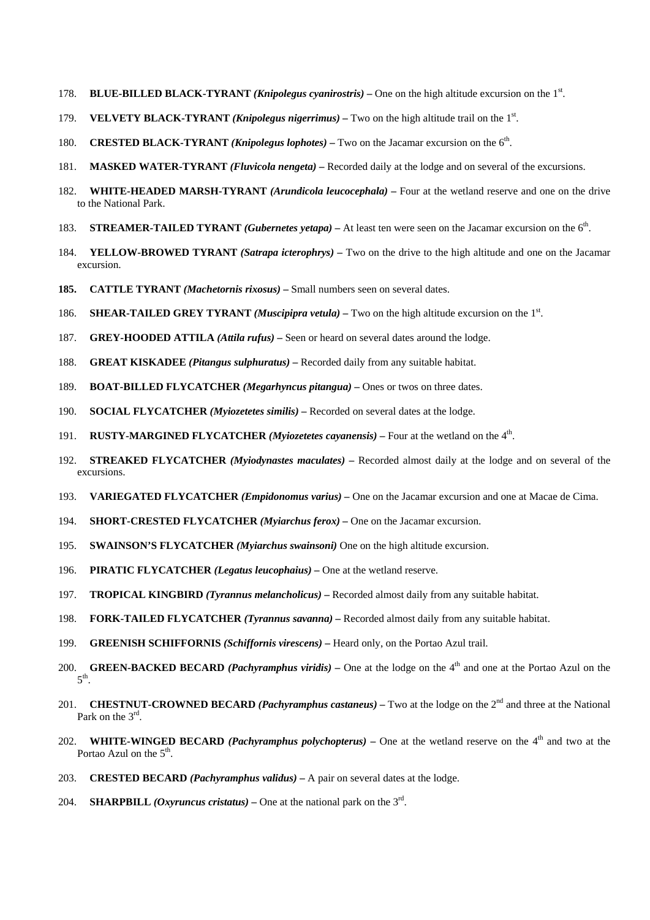178. **BLUE-BILLED BLACK-TYRANT** ***(Knipolegus cyanirostris)*** **–** One on the high altitude excursion on the 1st.

179. **VELVETY BLACK-TYRANT** ***(Knipolegus nigerrimus)*** **–** Two on the high altitude trail on the 1st.

180. **CRESTED BLACK-TYRANT** ***(Knipolegus lophotes)*** **–** Two on the Jacamar excursion on the 6th.

181. **MASKED WATER-TYRANT** ***(Fluvicola nengeta)*** **–** Recorded daily at the lodge and on several of the excursions.

182. **WHITE-HEADED MARSH-TYRANT** ***(Arundicola leucocephala)*** **–** Four at the wetland reserve and one on the drive to the National Park.

183. **STREAMER-TAILED TYRANT** ***(Gubernetes yetapa)*** **–** At least ten were seen on the Jacamar excursion on the 6th.

184. **YELLOW-BROWED TYRANT** ***(Satrapa icterophrys)*** **–** Two on the drive to the high altitude and one on the Jacamar excursion.

**185.** **CATTLE TYRANT** ***(Machetornis rixosus)*** **–** Small numbers seen on several dates.

186. **SHEAR-TAILED GREY TYRANT** ***(Muscipipra vetula)*** **–** Two on the high altitude excursion on the 1st.

187. **GREY-HOODED ATTILA** ***(Attila rufus)*** **–** Seen or heard on several dates around the lodge.

188. **GREAT KISKADEE** ***(Pitangus sulphuratus)*** **–** Recorded daily from any suitable habitat.

189. **BOAT-BILLED FLYCATCHER** ***(Megarhyncus pitangua)*** **–** Ones or twos on three dates.

190. **SOCIAL FLYCATCHER** ***(Myiozetetes similis)*** **–** Recorded on several dates at the lodge.

191. **RUSTY-MARGINED FLYCATCHER** ***(Myiozetetes cayanensis)*** **–** Four at the wetland on the 4th.

192. **STREAKED FLYCATCHER** ***(Myiodynastes maculates)*** **–** Recorded almost daily at the lodge and on several of the excursions.

193. **VARIEGATED FLYCATCHER** ***(Empidonomus varius)*** **–** One on the Jacamar excursion and one at Macae de Cima.

194. **SHORT-CRESTED FLYCATCHER** ***(Myiarchus ferox)*** **–** One on the Jacamar excursion.

195. **SWAINSON'S FLYCATCHER** ***(Myiarchus swainsoni)*** One on the high altitude excursion.

196. **PIRATIC FLYCATCHER** ***(Legatus leucophaius)*** **–** One at the wetland reserve.

197. **TROPICAL KINGBIRD** ***(Tyrannus melancholicus)*** **–** Recorded almost daily from any suitable habitat.

198. **FORK-TAILED FLYCATCHER** ***(Tyrannus savanna)*** **–** Recorded almost daily from any suitable habitat.

199. **GREENISH SCHIFFORNIS** ***(Schiffornis virescens)*** **–** Heard only, on the Portao Azul trail.

200. **GREEN-BACKED BECARD** ***(Pachyramphus viridis)*** **–** One at the lodge on the 4th and one at the Portao Azul on the 5th.

201. **CHESTNUT-CROWNED BECARD** ***(Pachyramphus castaneus)*** **–** Two at the lodge on the 2nd and three at the National Park on the 3rd.

202. **WHITE-WINGED BECARD** ***(Pachyramphus polychopterus)*** **–** One at the wetland reserve on the 4th and two at the Portao Azul on the 5th.

203. **CRESTED BECARD** ***(Pachyramphus validus)*** **–** A pair on several dates at the lodge.

204. **SHARPBILL** ***(Oxyruncus cristatus)*** **–** One at the national park on the 3rd.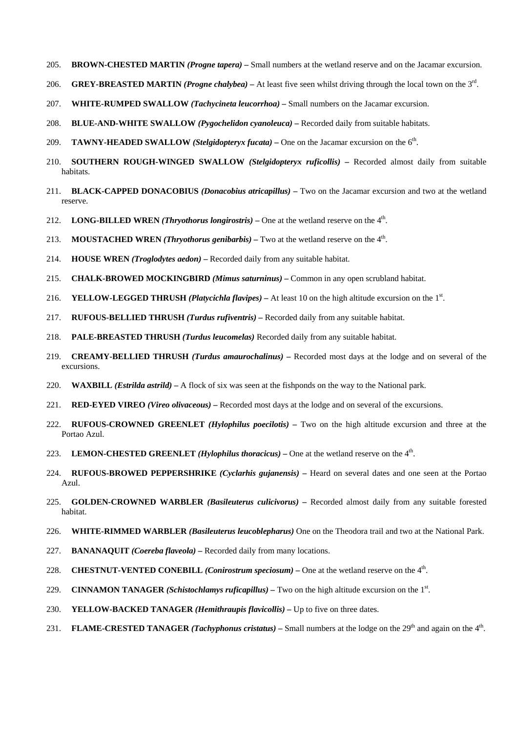205. **BROWN-CHESTED MARTIN** ***(Progne tapera)*** **–** Small numbers at the wetland reserve and on the Jacamar excursion.

206. **GREY-BREASTED MARTIN** ***(Progne chalybea)*** **–** At least five seen whilst driving through the local town on the 3rd.

207. **WHITE-RUMPED SWALLOW** ***(Tachycineta leucorrhoa)*** **–** Small numbers on the Jacamar excursion.

208. **BLUE-AND-WHITE SWALLOW** ***(Pygochelidon cyanoleuca)*** **–** Recorded daily from suitable habitats.

209. **TAWNY-HEADED SWALLOW** ***(Stelgidopteryx fucata)*** **–** One on the Jacamar excursion on the 6th.

210. **SOUTHERN ROUGH-WINGED SWALLOW** ***(Stelgidopteryx ruficollis)*** **–** Recorded almost daily from suitable habitats.

211. **BLACK-CAPPED DONACOBIUS** ***(Donacobius atricapillus)*** **–** Two on the Jacamar excursion and two at the wetland reserve.

212. **LONG-BILLED WREN** ***(Thryothorus longirostris)*** **–** One at the wetland reserve on the 4th.

213. **MOUSTACHED WREN** ***(Thryothorus genibarbis)*** **–** Two at the wetland reserve on the 4th.

214. **HOUSE WREN** ***(Troglodytes aedon)*** **–** Recorded daily from any suitable habitat.

215. **CHALK-BROWED MOCKINGBIRD** ***(Mimus saturninus)*** **–** Common in any open scrubland habitat.

216. **YELLOW-LEGGED THRUSH** ***(Platycichla flavipes)*** **–** At least 10 on the high altitude excursion on the 1st.

217. **RUFOUS-BELLIED THRUSH** ***(Turdus rufiventris)*** **–** Recorded daily from any suitable habitat.

218. **PALE-BREASTED THRUSH** ***(Turdus leucomelas)*** Recorded daily from any suitable habitat.

219. **CREAMY-BELLIED THRUSH** ***(Turdus amaurochalinus)*** **–** Recorded most days at the lodge and on several of the excursions.

220. **WAXBILL** ***(Estrilda astrild)*** **–** A flock of six was seen at the fishponds on the way to the National park.

221. **RED-EYED VIREO** ***(Vireo olivaceous)*** **–** Recorded most days at the lodge and on several of the excursions.

222. **RUFOUS-CROWNED GREENLET** ***(Hylophilus poecilotis)*** **–** Two on the high altitude excursion and three at the Portao Azul.

223. **LEMON-CHESTED GREENLET** ***(Hylophilus thoracicus)*** **–** One at the wetland reserve on the 4th.

224. **RUFOUS-BROWED PEPPERSHRIKE** ***(Cyclarhis gujanensis)*** **–** Heard on several dates and one seen at the Portao Azul.

225. **GOLDEN-CROWNED WARBLER** ***(Basileuterus culicivorus)*** **–** Recorded almost daily from any suitable forested habitat.

226. **WHITE-RIMMED WARBLER** ***(Basileuterus leucoblepharus)*** One on the Theodora trail and two at the National Park.

227. **BANANAQUIT** ***(Coereba flaveola)*** **–** Recorded daily from many locations.

228. **CHESTNUT-VENTED CONEBILL** ***(Conirostrum speciosum)*** **–** One at the wetland reserve on the 4th.

229. **CINNAMON TANAGER** ***(Schistochlamys ruficapillus)*** **–** Two on the high altitude excursion on the 1st.

230. **YELLOW-BACKED TANAGER** ***(Hemithraupis flavicollis)*** **–** Up to five on three dates.

231. **FLAME-CRESTED TANAGER** ***(Tachyphonus cristatus)*** **–** Small numbers at the lodge on the 29th and again on the 4th.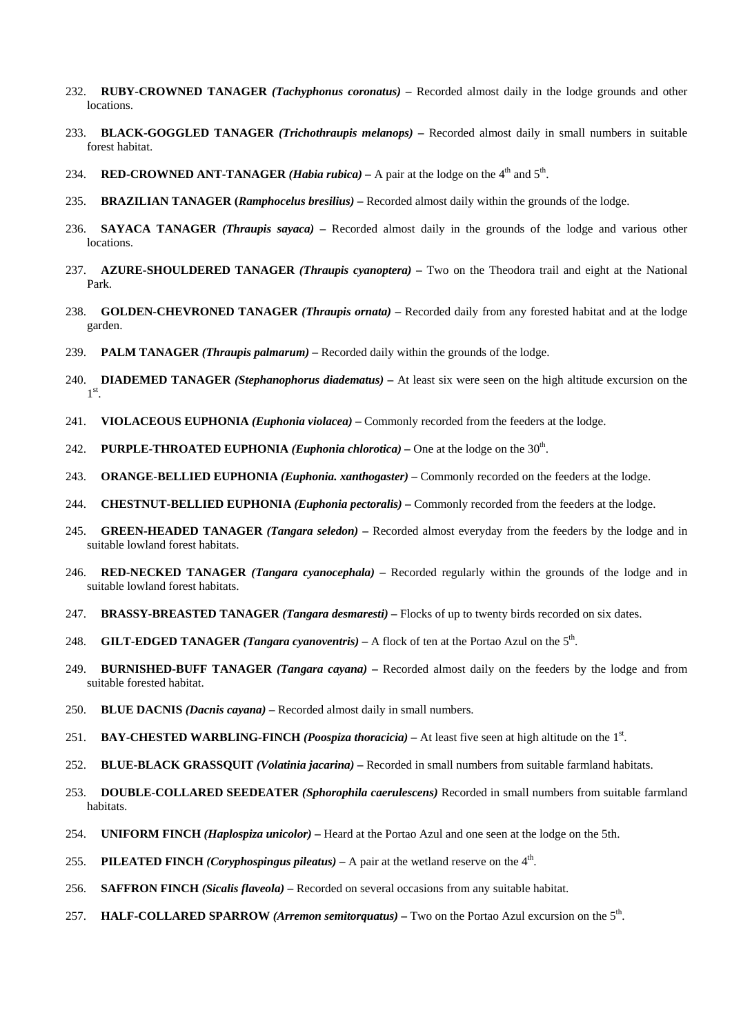232. **RUBY-CROWNED TANAGER** ***(Tachyphonus coronatus)*** **–** Recorded almost daily in the lodge grounds and other locations.

233. **BLACK-GOGGLED TANAGER** ***(Trichothraupis melanops)*** **–** Recorded almost daily in small numbers in suitable forest habitat.

234. **RED-CROWNED ANT-TANAGER** ***(Habia rubica)*** **–** A pair at the lodge on the 4th and 5th.

235. **BRAZILIAN TANAGER (*Ramphocelus bresilius)*** **–** Recorded almost daily within the grounds of the lodge.

236. **SAYACA TANAGER** ***(Thraupis sayaca)*** **–** Recorded almost daily in the grounds of the lodge and various other locations.

237. **AZURE-SHOULDERED TANAGER** ***(Thraupis cyanoptera)*** **–** Two on the Theodora trail and eight at the National Park.

238. **GOLDEN-CHEVRONED TANAGER** ***(Thraupis ornata)*** **–** Recorded daily from any forested habitat and at the lodge garden.

239. **PALM TANAGER** ***(Thraupis palmarum)*** **–** Recorded daily within the grounds of the lodge.

240. **DIADEMED TANAGER** ***(Stephanophorus diadematus)*** **–** At least six were seen on the high altitude excursion on the 1st.

241. **VIOLACEOUS EUPHONIA** ***(Euphonia violacea)*** **–** Commonly recorded from the feeders at the lodge.

242. **PURPLE-THROATED EUPHONIA** ***(Euphonia chlorotica)*** **–** One at the lodge on the 30th.

243. **ORANGE-BELLIED EUPHONIA** ***(Euphonia. xanthogaster)*** **–** Commonly recorded on the feeders at the lodge.

244. **CHESTNUT-BELLIED EUPHONIA** ***(Euphonia pectoralis)*** **–** Commonly recorded from the feeders at the lodge.

245. **GREEN-HEADED TANAGER** ***(Tangara seledon)*** **–** Recorded almost everyday from the feeders by the lodge and in suitable lowland forest habitats.

246. **RED-NECKED TANAGER** ***(Tangara cyanocephala)*** **–** Recorded regularly within the grounds of the lodge and in suitable lowland forest habitats.

247. **BRASSY-BREASTED TANAGER** ***(Tangara desmaresti)*** **–** Flocks of up to twenty birds recorded on six dates.

248. **GILT-EDGED TANAGER** ***(Tangara cyanoventris)*** **–** A flock of ten at the Portao Azul on the 5th.

249. **BURNISHED-BUFF TANAGER** ***(Tangara cayana)*** **–** Recorded almost daily on the feeders by the lodge and from suitable forested habitat.

250. **BLUE DACNIS** ***(Dacnis cayana)*** **–** Recorded almost daily in small numbers.

251. **BAY-CHESTED WARBLING-FINCH** ***(Poospiza thoracicia)*** **–** At least five seen at high altitude on the 1st.

252. **BLUE-BLACK GRASSQUIT** ***(Volatinia jacarina)*** **–** Recorded in small numbers from suitable farmland habitats.

253. **DOUBLE-COLLARED SEEDEATER** ***(Sphorophila caerulescens)*** Recorded in small numbers from suitable farmland habitats.

254. **UNIFORM FINCH** ***(Haplospiza unicolor)*** **–** Heard at the Portao Azul and one seen at the lodge on the 5th.

255. **PILEATED FINCH** ***(Coryphospingus pileatus)*** **–** A pair at the wetland reserve on the 4th.

256. **SAFFRON FINCH** ***(Sicalis flaveola)*** **–** Recorded on several occasions from any suitable habitat.

257. **HALF-COLLARED SPARROW** ***(Arremon semitorquatus)*** **–** Two on the Portao Azul excursion on the 5th.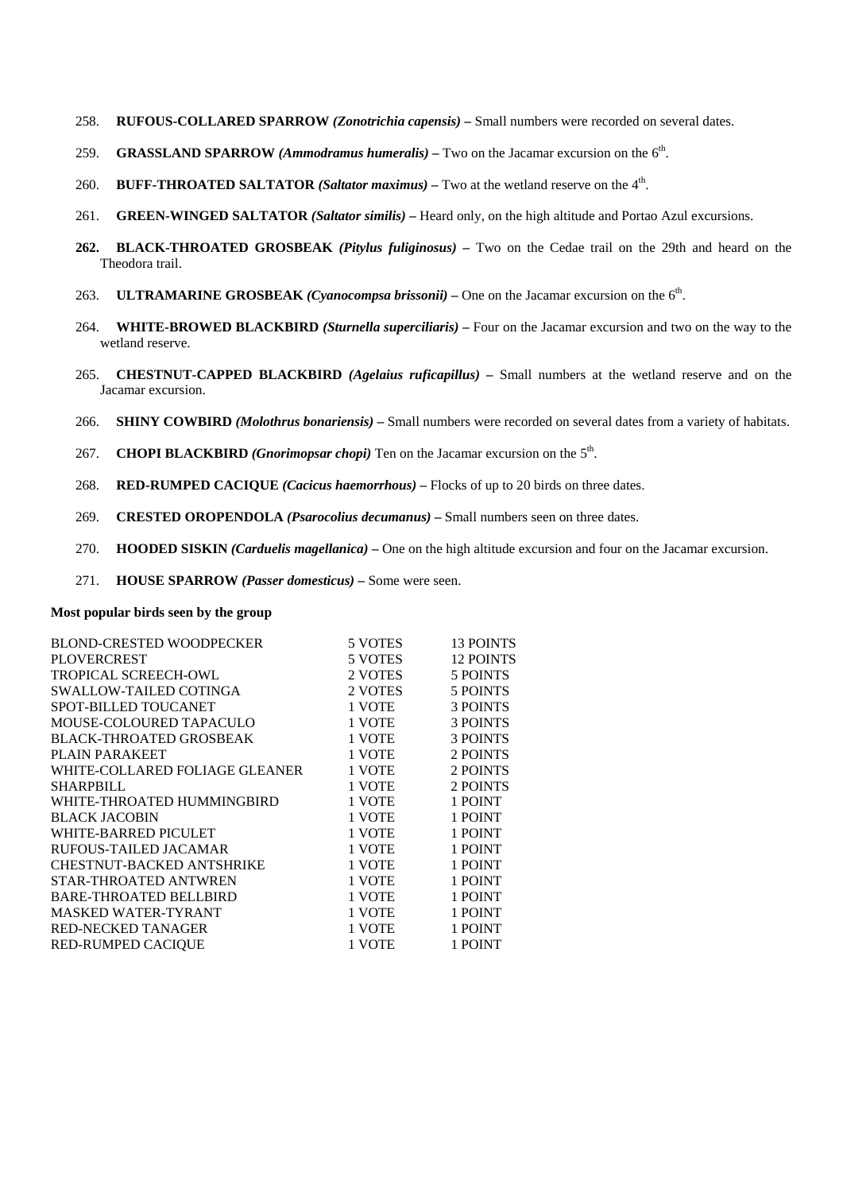258. **RUFOUS-COLLARED SPARROW *(Zonotrichia capensis)*** – Small numbers were recorded on several dates.

259. **GRASSLAND SPARROW *(Ammodramus humeralis)*** – Two on the Jacamar excursion on the 6th.

260. **BUFF-THROATED SALTATOR *(Saltator maximus)*** – Two at the wetland reserve on the 4th.

261. **GREEN-WINGED SALTATOR *(Saltator similis)*** – Heard only, on the high altitude and Portao Azul excursions.

**262. BLACK-THROATED GROSBEAK *(Pitylus fuliginosus)*** – Two on the Cedae trail on the 29th and heard on the Theodora trail.

263. **ULTRAMARINE GROSBEAK *(Cyanocompsa brissonii)*** – One on the Jacamar excursion on the 6th.

264. **WHITE-BROWED BLACKBIRD *(Sturnella superciliaris)*** – Four on the Jacamar excursion and two on the way to the wetland reserve.

265. **CHESTNUT-CAPPED BLACKBIRD *(Agelaius ruficapillus)*** – Small numbers at the wetland reserve and on the Jacamar excursion.

266. **SHINY COWBIRD *(Molothrus bonariensis)*** – Small numbers were recorded on several dates from a variety of habitats.

267. **CHOPI BLACKBIRD *(Gnorimopsar chopi)*** Ten on the Jacamar excursion on the 5th.

268. **RED-RUMPED CACIQUE *(Cacicus haemorrhous)*** – Flocks of up to 20 birds on three dates.

269. **CRESTED OROPENDOLA *(Psarocolius decumanus)*** – Small numbers seen on three dates.

270. **HOODED SISKIN *(Carduelis magellanica)*** – One on the high altitude excursion and four on the Jacamar excursion.

271. **HOUSE SPARROW *(Passer domesticus)*** – Some were seen.

**Most popular birds seen by the group**

| | | |
|---|---|---|
| BLOND-CRESTED WOODPECKER | 5 VOTES | 13 POINTS |
| PLOVERCREST | 5 VOTES | 12 POINTS |
| TROPICAL SCREECH-OWL | 2 VOTES | 5 POINTS |
| SWALLOW-TAILED COTINGA | 2 VOTES | 5 POINTS |
| SPOT-BILLED TOUCANET | 1 VOTE | 3 POINTS |
| MOUSE-COLOURED TAPACULO | 1 VOTE | 3 POINTS |
| BLACK-THROATED GROSBEAK | 1 VOTE | 3 POINTS |
| PLAIN PARAKEET | 1 VOTE | 2 POINTS |
| WHITE-COLLARED FOLIAGE GLEANER | 1 VOTE | 2 POINTS |
| SHARPBILL | 1 VOTE | 2 POINTS |
| WHITE-THROATED HUMMINGBIRD | 1 VOTE | 1 POINT |
| BLACK JACOBIN | 1 VOTE | 1 POINT |
| WHITE-BARRED PICULET | 1 VOTE | 1 POINT |
| RUFOUS-TAILED JACAMAR | 1 VOTE | 1 POINT |
| CHESTNUT-BACKED ANTSHRIKE | 1 VOTE | 1 POINT |
| STAR-THROATED ANTWREN | 1 VOTE | 1 POINT |
| BARE-THROATED BELLBIRD | 1 VOTE | 1 POINT |
| MASKED WATER-TYRANT | 1 VOTE | 1 POINT |
| RED-NECKED TANAGER | 1 VOTE | 1 POINT |
| RED-RUMPED CACIQUE | 1 VOTE | 1 POINT |